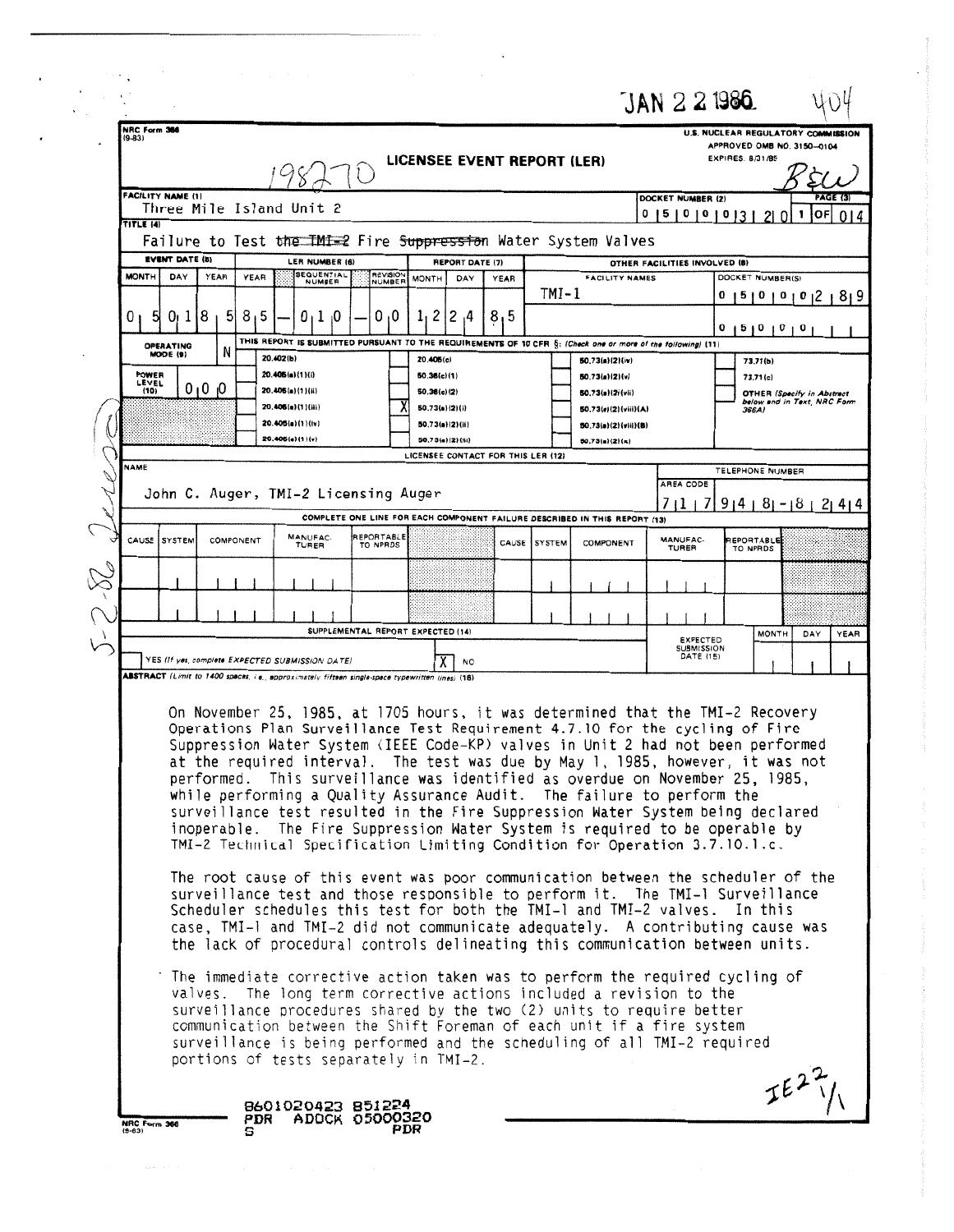JAN 22 1986 404

NRC Form 366 (9-83)

U.S. NUCLEAR REGULATORY COMMISSION
APPROVED OMB NO. 3150-0104
EXPIRES: 8/31/85

198270

# LICENSEE EVENT REPORT (LER)

| FACILITY NAME (1) | DOCKET NUMBER (2) | PAGE (3) |
|---|---|---|
| Three Mile Island Unit 2 | 0 5 0 0 0 3 2 0 | 1 OF 0 4 |

**TITLE (4)**
Failure to Test ~~the TMI-2~~ Fire ~~Suppression~~ Water System Valves

| EVENT DATE (5) | | | LER NUMBER (6) | | | REPORT DATE (7) | | | OTHER FACILITIES INVOLVED (8) | |
|---|---|---|---|---|---|---|---|---|---|---|
| MONTH | DAY | YEAR | YEAR | SEQUENTIAL NUMBER | REVISION NUMBER | MONTH | DAY | YEAR | FACILITY NAMES | DOCKET NUMBER(S) |
| 0 5 | 0 1 | 8 5 | 8 5 | 0 1 0 | 0 0 | 1 2 | 2 4 | 8 5 | TMI-1 | 0 5 0 0 0 2 8 9 |
| | | | | | | | | | | 0 5 0 0 0 |

OPERATING MODE (9): N

POWER LEVEL (10): 0 0 0

THIS REPORT IS SUBMITTED PURSUANT TO THE REQUIREMENTS OF 10 CFR §: (Check one or more of the following) (11)

- [ ] 20.402(b)
- [ ] 20.405(a)(1)(i)
- [ ] 20.405(a)(1)(ii)
- [ ] 20.405(a)(1)(iii)
- [ ] 20.405(a)(1)(iv)
- [ ] 20.405(a)(1)(v)
- [ ] 20.405(c)
- [ ] 50.36(c)(1)
- [ ] 50.36(c)(2)
- [X] 50.73(a)(2)(i)
- [ ] 50.73(a)(2)(ii)
- [ ] 50.73(a)(2)(iii)
- [ ] 50.73(a)(2)(iv)
- [ ] 50.73(a)(2)(v)
- [ ] 50.73(a)(2)(vii)
- [ ] 50.73(a)(2)(viii)(A)
- [ ] 50.73(a)(2)(viii)(B)
- [ ] 50.73(a)(2)(x)
- [ ] 73.71(b)
- [ ] 73.71(c)
- [ ] OTHER (Specify in Abstract below and in Text, NRC Form 366A)

**LICENSEE CONTACT FOR THIS LER (12)**

| NAME | TELEPHONE NUMBER |
|---|---|
| John C. Auger, TMI-2 Licensing Auger | 7 1 7 9 4 8 - 8 2 4 4 |

**COMPLETE ONE LINE FOR EACH COMPONENT FAILURE DESCRIBED IN THIS REPORT (13)**

| CAUSE | SYSTEM | COMPONENT | MANUFAC-TURER | REPORTABLE TO NPRDS | CAUSE | SYSTEM | COMPONENT | MANUFAC-TURER | REPORTABLE TO NPRDS |
|---|---|---|---|---|---|---|---|---|---|
| | | | | | | | | | |
| | | | | | | | | | |

**SUPPLEMENTAL REPORT EXPECTED (14)**

- [ ] YES (If yes, complete EXPECTED SUBMISSION DATE)
- [X] NO

EXPECTED SUBMISSION DATE (15): MONTH | DAY | YEAR

**ABSTRACT** (Limit to 1400 spaces, i.e., approximately fifteen single-space typewritten lines) (16)

On November 25, 1985, at 1705 hours, it was determined that the TMI-2 Recovery Operations Plan Surveillance Test Requirement 4.7.10 for the cycling of Fire Suppression Water System (IEEE Code-KP) valves in Unit 2 had not been performed at the required interval. The test was due by May 1, 1985, however, it was not performed. This surveillance was identified as overdue on November 25, 1985, while performing a Quality Assurance Audit. The failure to perform the surveillance test resulted in the Fire Suppression Water System being declared inoperable. The Fire Suppression Water System is required to be operable by TMI-2 Technical Specification Limiting Condition for Operation 3.7.10.1.c.

The root cause of this event was poor communication between the scheduler of the surveillance test and those responsible to perform it. The TMI-1 Surveillance Scheduler schedules this test for both the TMI-1 and TMI-2 valves. In this case, TMI-1 and TMI-2 did not communicate adequately. A contributing cause was the lack of procedural controls delineating this communication between units.

The immediate corrective action taken was to perform the required cycling of valves. The long term corrective actions included a revision to the surveillance procedures shared by the two (2) units to require better communication between the Shift Foreman of each unit if a fire system surveillance is being performed and the scheduling of all TMI-2 required portions of tests separately in TMI-2.

8601020423 851224
PDR ADOCK 05000320
S PDR

IE22 1/1

NRC Form 366 (9-83)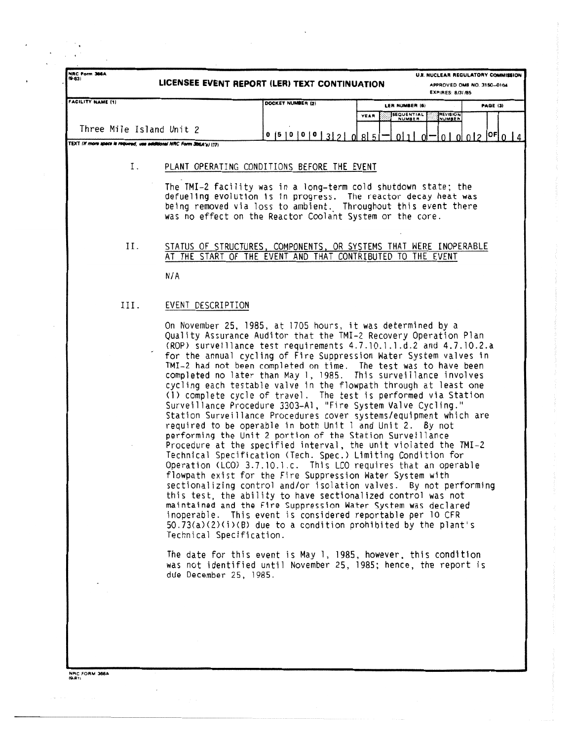NRC Form 366A (9-83)

**LICENSEE EVENT REPORT (LER) TEXT CONTINUATION**

U.S. NUCLEAR REGULATORY COMMISSION
APPROVED OMB NO. 3150-0104
EXPIRES: 8/31/85

| FACILITY NAME (1) | DOCKET NUMBER (2) | LER NUMBER (6) YEAR | SEQUENTIAL NUMBER | REVISION NUMBER | PAGE (3) |
|---|---|---|---|---|---|
| Three Mile Island Unit 2 | 0 5 0 0 0 3 2 0 | 8 5 | 0 1 0 | 0 0 | 0 2 OF 0 4 |

TEXT (If more space is required, use additional NRC Form 366A's) (17)

## I. PLANT OPERATING CONDITIONS BEFORE THE EVENT

The TMI-2 facility was in a long-term cold shutdown state; the defueling evolution is in progress. The reactor decay heat was being removed via loss to ambient. Throughout this event there was no effect on the Reactor Coolant System or the core.

## II. STATUS OF STRUCTURES, COMPONENTS, OR SYSTEMS THAT WERE INOPERABLE AT THE START OF THE EVENT AND THAT CONTRIBUTED TO THE EVENT

N/A

## III. EVENT DESCRIPTION

On November 25, 1985, at 1705 hours, it was determined by a Quality Assurance Auditor that the TMI-2 Recovery Operation Plan (ROP) surveillance test requirements 4.7.10.1.1.d.2 and 4.7.10.2.a for the annual cycling of Fire Suppression Water System valves in TMI-2 had not been completed on time. The test was to have been completed no later than May 1, 1985. This surveillance involves cycling each testable valve in the flowpath through at least one (1) complete cycle of travel. The test is performed via Station Surveillance Procedure 3303-A1, "Fire System Valve Cycling." Station Surveillance Procedures cover systems/equipment which are required to be operable in both Unit 1 and Unit 2. By not performing the Unit 2 portion of the Station Surveillance Procedure at the specified interval, the unit violated the TMI-2 Technical Specification (Tech. Spec.) Limiting Condition for Operation (LCO) 3.7.10.1.c. This LCO requires that an operable flowpath exist for the Fire Suppression Water System with sectionalizing control and/or isolation valves. By not performing this test, the ability to have sectionalized control was not maintained and the Fire Suppression Water System was declared inoperable. This event is considered reportable per 10 CFR 50.73(a)(2)(i)(B) due to a condition prohibited by the plant's Technical Specification.

The date for this event is May 1, 1985, however, this condition was not identified until November 25, 1985; hence, the report is due December 25, 1985.

NRC FORM 366A (9-83)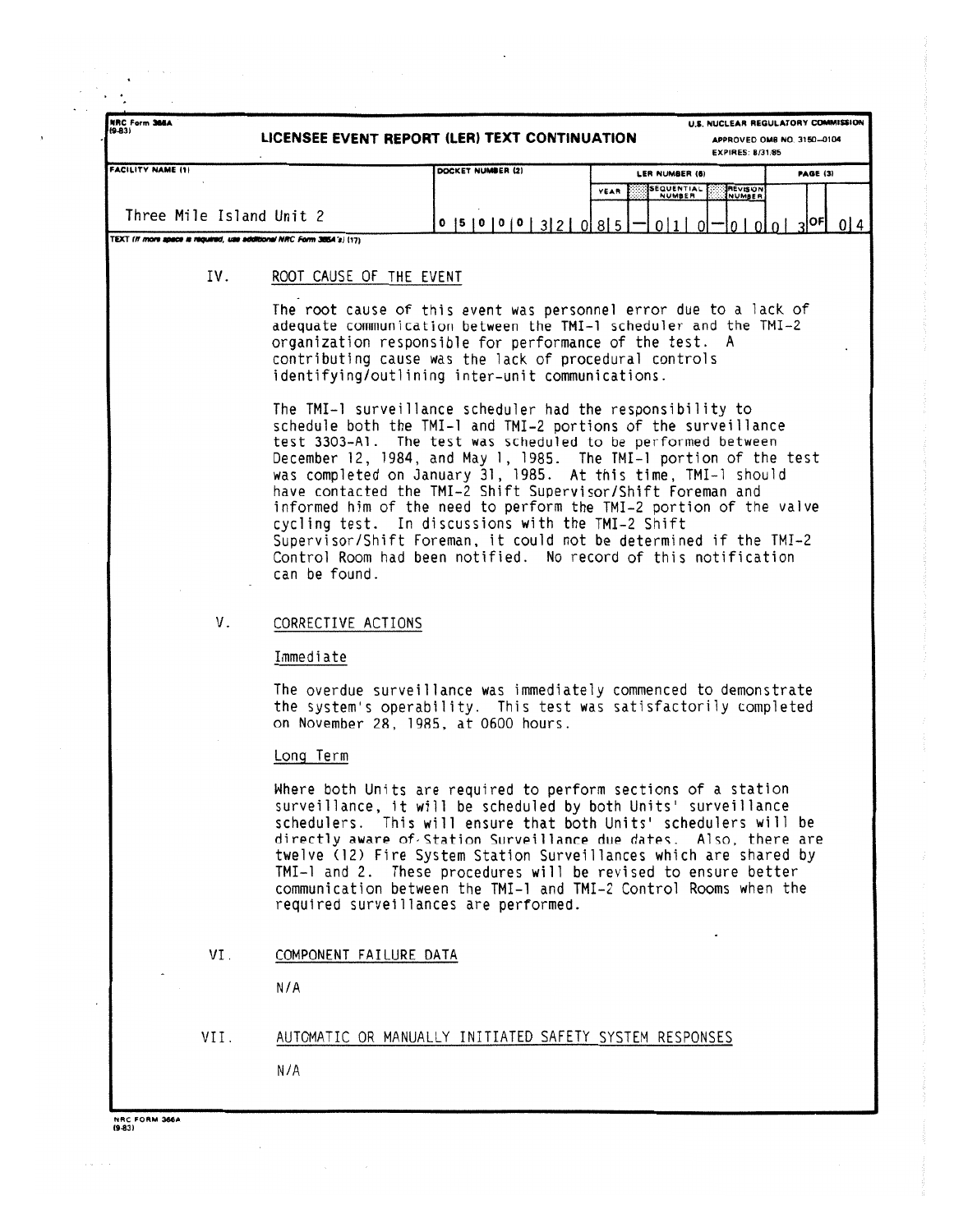NRC Form 366A (9-83)

**LICENSEE EVENT REPORT (LER) TEXT CONTINUATION**

U.S. NUCLEAR REGULATORY COMMISSION
APPROVED OMB NO. 3150-0104
EXPIRES: 8/31/85

| FACILITY NAME (1) | DOCKET NUMBER (2) | LER NUMBER (6) | | | PAGE (3) |
|---|---|---|---|---|---|
| | | YEAR | SEQUENTIAL NUMBER | REVISION NUMBER | |
| Three Mile Island Unit 2 | 0 5 0 0 0 3 2 0 | 8 5 | 0 1 0 | 0 0 | 0 3 OF 0 4 |

TEXT (If more space is required, use additional NRC Form 366A's) (17)

## IV. ROOT CAUSE OF THE EVENT

The root cause of this event was personnel error due to a lack of adequate communication between the TMI-1 scheduler and the TMI-2 organization responsible for performance of the test. A contributing cause was the lack of procedural controls identifying/outlining inter-unit communications.

The TMI-1 surveillance scheduler had the responsibility to schedule both the TMI-1 and TMI-2 portions of the surveillance test 3303-A1. The test was scheduled to be performed between December 12, 1984, and May 1, 1985. The TMI-1 portion of the test was completed on January 31, 1985. At this time, TMI-1 should have contacted the TMI-2 Shift Supervisor/Shift Foreman and informed him of the need to perform the TMI-2 portion of the valve cycling test. In discussions with the TMI-2 Shift Supervisor/Shift Foreman, it could not be determined if the TMI-2 Control Room had been notified. No record of this notification can be found.

## V. CORRECTIVE ACTIONS

### Immediate

The overdue surveillance was immediately commenced to demonstrate the system's operability. This test was satisfactorily completed on November 28, 1985, at 0600 hours.

### Long Term

Where both Units are required to perform sections of a station surveillance, it will be scheduled by both Units' surveillance schedulers. This will ensure that both Units' schedulers will be directly aware of Station Surveillance due dates. Also, there are twelve (12) Fire System Station Surveillances which are shared by TMI-1 and 2. These procedures will be revised to ensure better communication between the TMI-1 and TMI-2 Control Rooms when the required surveillances are performed.

## VI. COMPONENT FAILURE DATA

N/A

## VII. AUTOMATIC OR MANUALLY INITIATED SAFETY SYSTEM RESPONSES

N/A

NRC FORM 366A (9-83)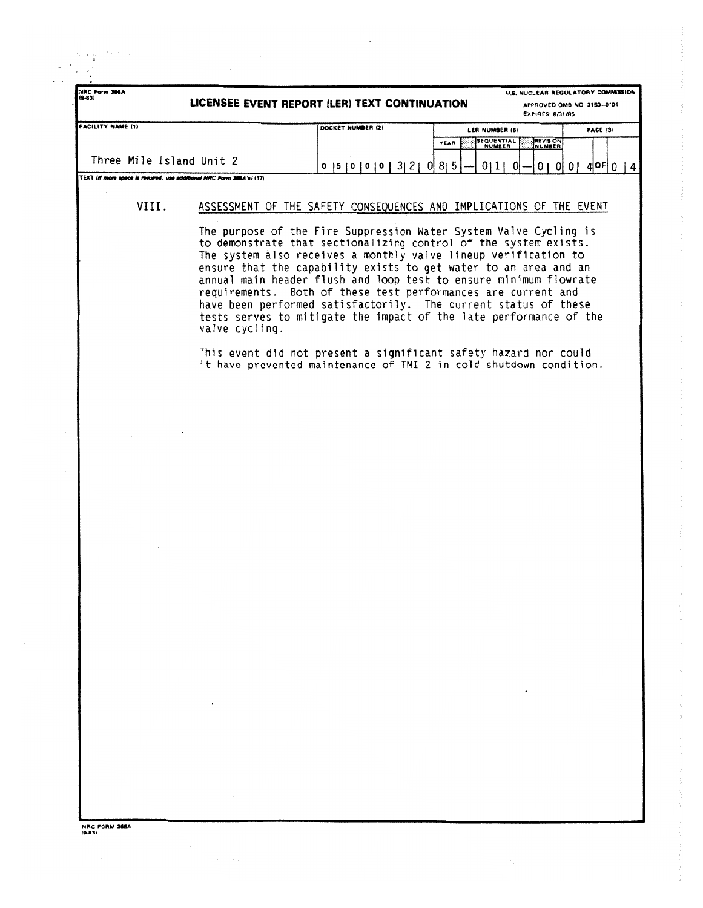NRC Form 366A
(9-83)

**LICENSEE EVENT REPORT (LER) TEXT CONTINUATION**

U.S. NUCLEAR REGULATORY COMMISSION
APPROVED OMB NO. 3150-0104
EXPIRES: 8/31/85

| FACILITY NAME (1) | DOCKET NUMBER (2) | LER NUMBER (6) | | | PAGE (3) |
|---|---|---|---|---|---|
| | | YEAR | SEQUENTIAL NUMBER | REVISION NUMBER | |
| Three Mile Island Unit 2 | 0 5 0 0 0 3 2 0 | 8 5 | 0 1 0 | 0 0 | 0 4 OF 0 4 |

TEXT (If more space is required, use additional NRC Form 366A's) (17)

## VIII. ASSESSMENT OF THE SAFETY CONSEQUENCES AND IMPLICATIONS OF THE EVENT

The purpose of the Fire Suppression Water System Valve Cycling is to demonstrate that sectionalizing control of the system exists. The system also receives a monthly valve lineup verification to ensure that the capability exists to get water to an area and an annual main header flush and loop test to ensure minimum flowrate requirements. Both of these test performances are current and have been performed satisfactorily. The current status of these tests serves to mitigate the impact of the late performance of the valve cycling.

This event did not present a significant safety hazard nor could it have prevented maintenance of TMI-2 in cold shutdown condition.

NRC FORM 366A
(9-83)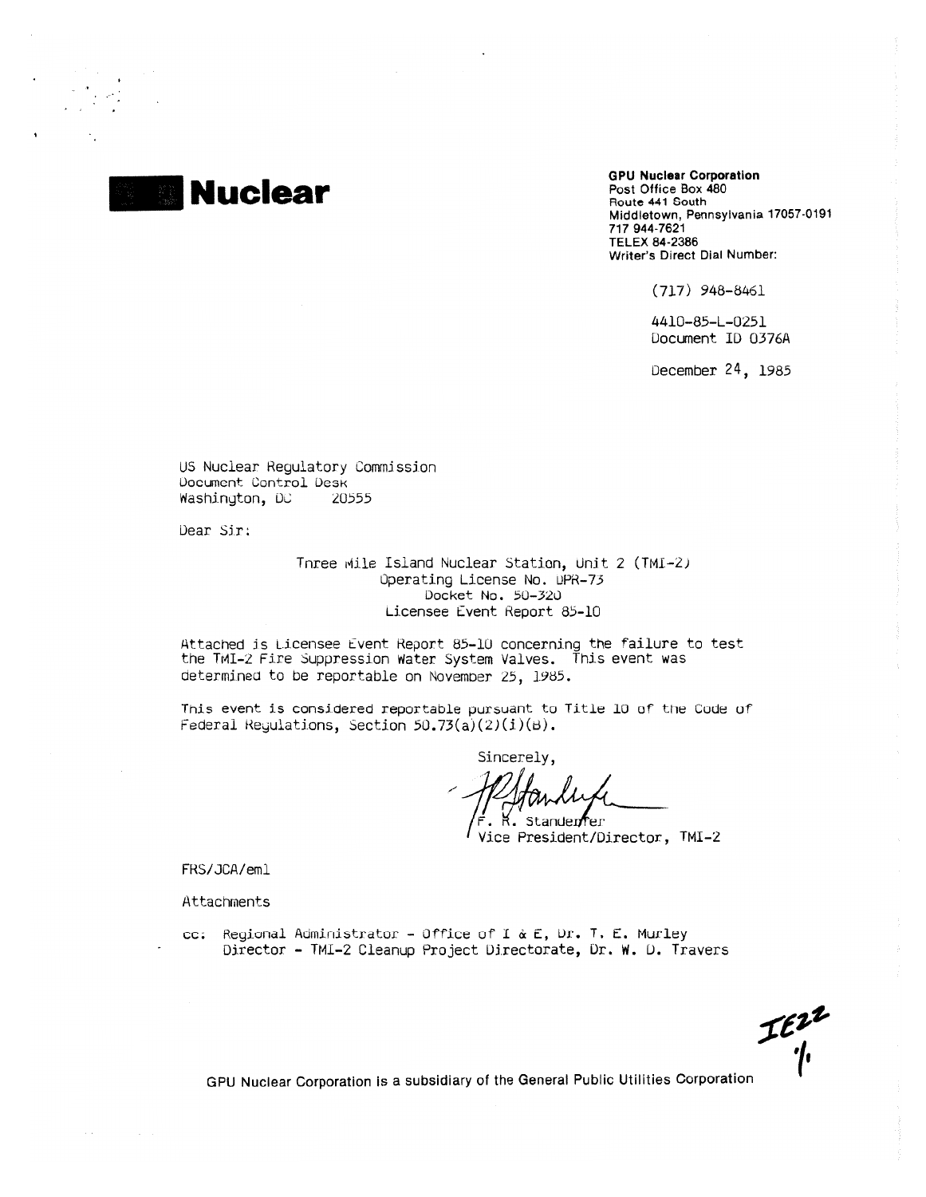**Nuclear**

**GPU Nuclear Corporation**
Post Office Box 480
Route 441 South
Middletown, Pennsylvania 17057-0191
717 944-7621
TELEX 84-2386
Writer's Direct Dial Number:

(717) 948-8461

4410-85-L-0251
Document ID 0376A

December 24, 1985

US Nuclear Regulatory Commission
Document Control Desk
Washington, DC 20555

Dear Sir:

Three Mile Island Nuclear Station, Unit 2 (TMI-2)
Operating License No. DPR-73
Docket No. 50-320
Licensee Event Report 85-10

Attached is Licensee Event Report 85-10 concerning the failure to test the TMI-2 Fire Suppression Water System Valves. This event was determined to be reportable on November 25, 1985.

This event is considered reportable pursuant to Title 10 of the Code of Federal Regulations, Section 50.73(a)(2)(i)(B).

Sincerely,

F. R. Standerfer
Vice President/Director, TMI-2

FRS/JCA/eml

Attachments

cc: Regional Administrator - Office of I & E, Dr. T. E. Murley
Director - TMI-2 Cleanup Project Directorate, Dr. W. D. Travers

IE22
1/1

GPU Nuclear Corporation is a subsidiary of the General Public Utilities Corporation